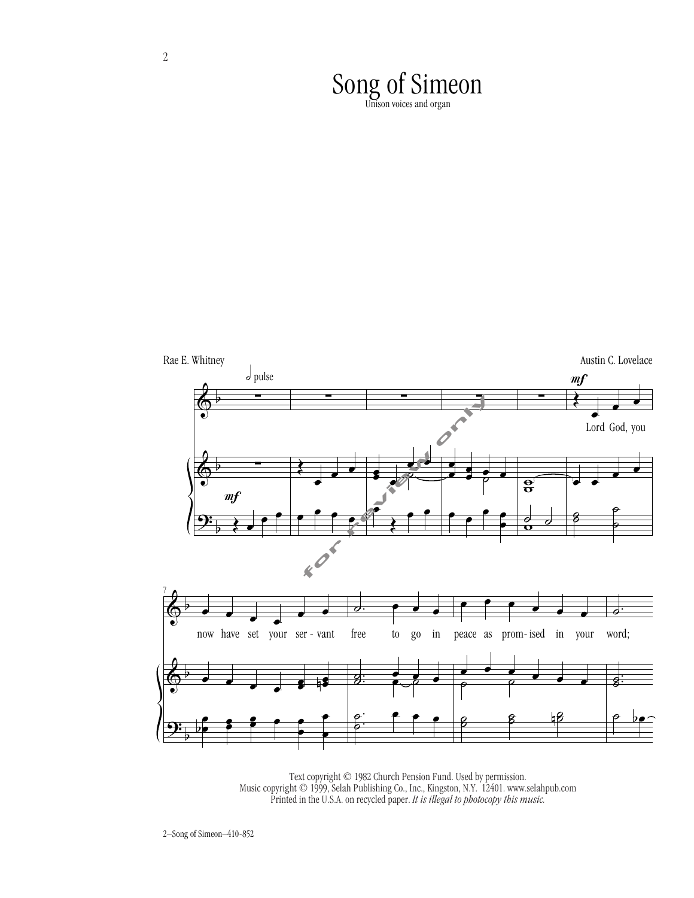# Song of Simeon

Unison voices and organ

Rae E. Whitney

Austin C. Lovelace

Text copyright © 1982 Church Pension Fund. Used by permission.
Music copyright © 1999, Selah Publishing Co., Inc., Kingston, N.Y. 12401. www.selahpub.com
Printed in the U.S.A. on recycled paper. *It is illegal to photocopy this music.*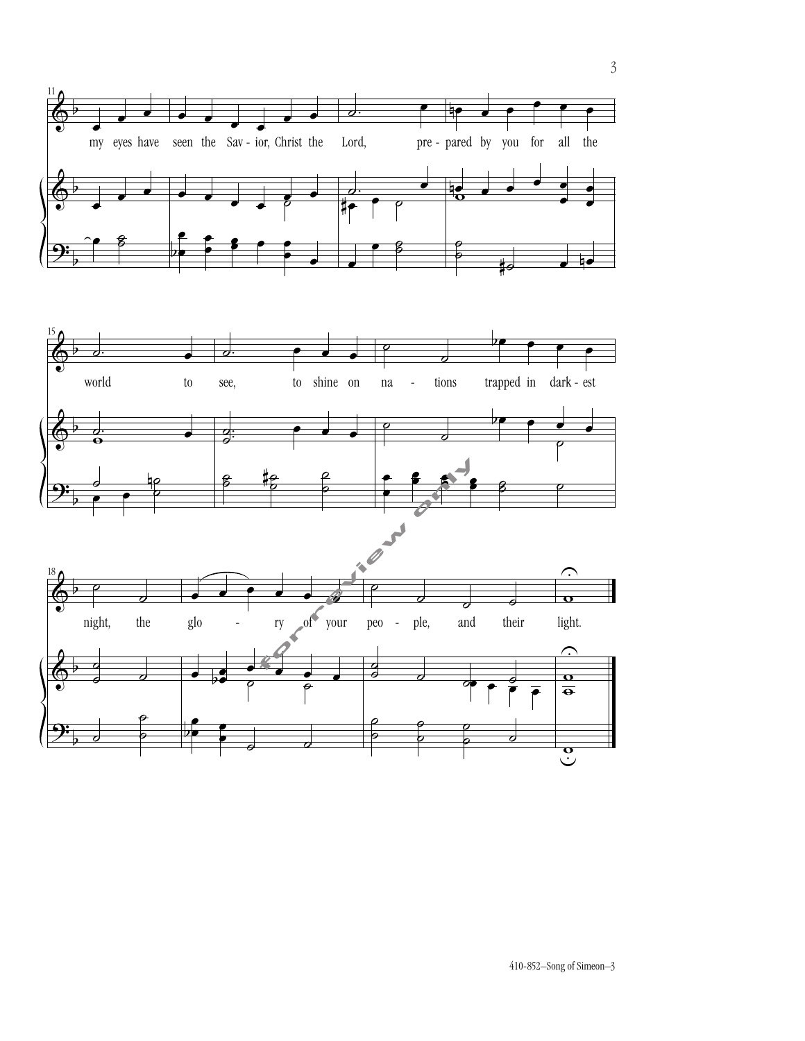my eyes have seen the Sav - ior, Christ the Lord, pre - pared by you for all the

world to see, to shine on na - tions trapped in dark - est

night, the glo - ry of your peo - ple, and their light.

410-852–Song of Simeon–3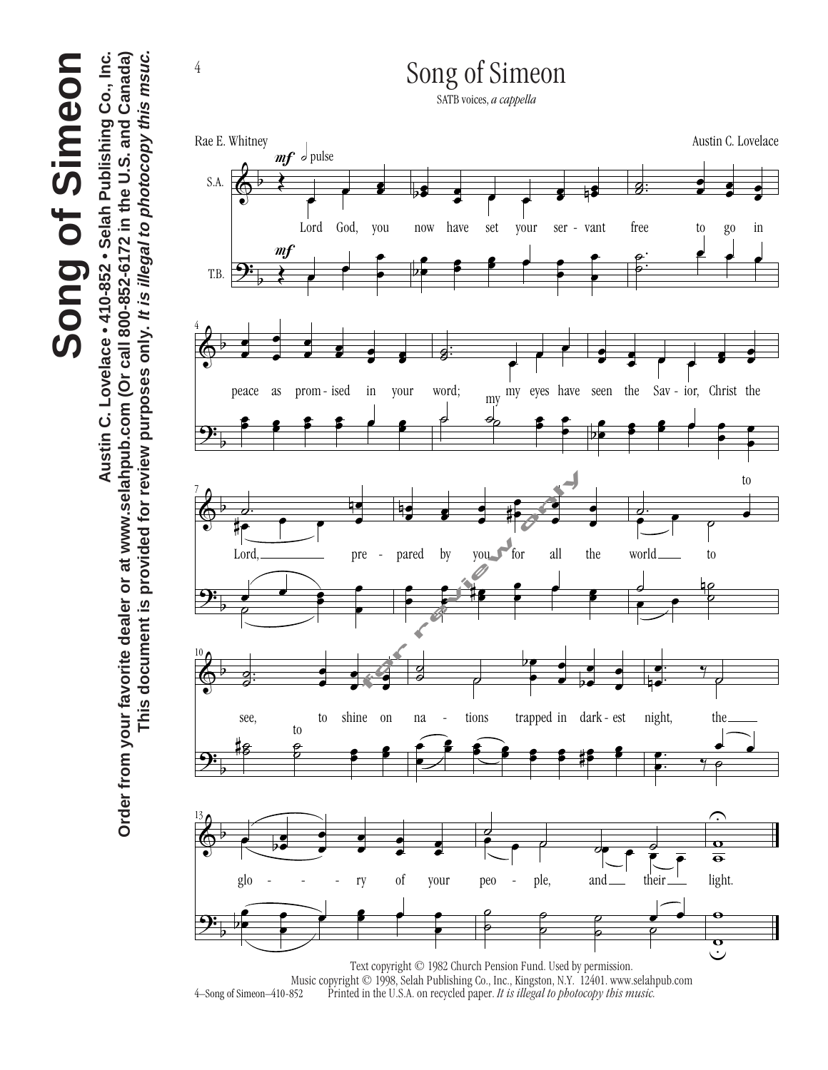# Song of Simeon

SATB voices, *a cappella*

Rae E. Whitney

Austin C. Lovelace

Lord God, you now have set your ser - vant free to go in peace as prom - ised in your word; my eyes have seen the Sav - ior, Christ the Lord, pre - pared by you for all the world to see, to shine on na - tions trapped in dark - est night, the glo - ry of your peo - ple, and their light.

Text copyright © 1982 Church Pension Fund. Used by permission.
Music copyright © 1998, Selah Publishing Co., Inc., Kingston, N.Y. 12401. www.selahpub.com
4–Song of Simeon–410-852 Printed in the U.S.A. on recycled paper. *It is illegal to photocopy this music.*

**Song of Simeon**

**Austin C. Lovelace • 410-852 • Selah Publishing Co., Inc.**

**Order from your favorite dealer or at www.selahpub.com (Or call 800-852-6172 in the U.S. and Canada)**

**This document is provided for review purposes only.** ***It is illegal to photocopy this msuc.***